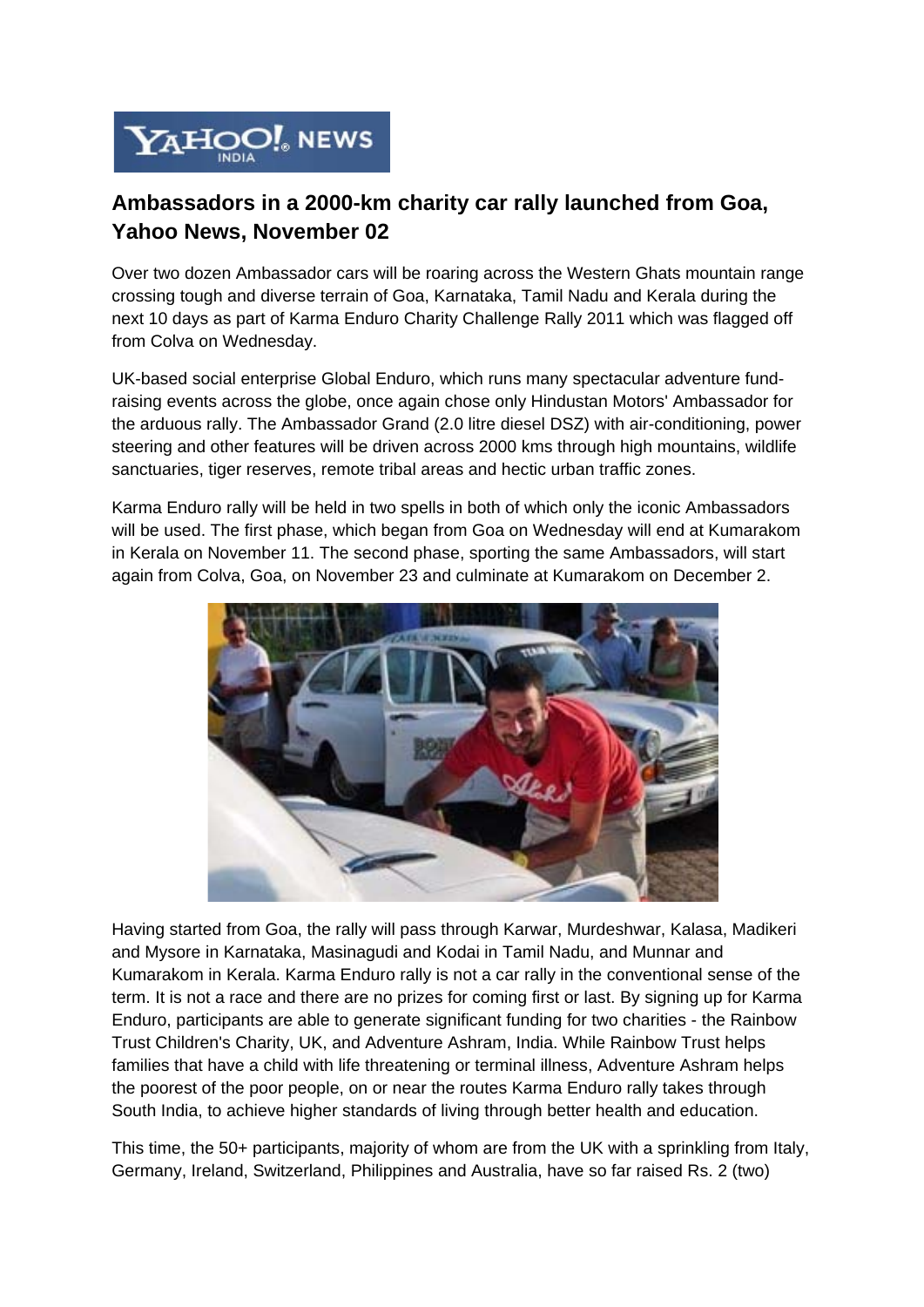# Ambassadors in a 2000-km charity car rally launched from Goa, Yahoo News, November 02

Over two dozen Ambassador cars will be roaring across the Western Ghats mountain range crossing tough and diverse terrain of Goa, Karnataka, Tamil Nadu and Kerala during the next 10 days as part of Karma Enduro Charity Challenge Rally 2011 which was flagged off from Colva on Wednesday.

UK-based social enterprise Global Enduro, which runs many spectacular adventure fund-raising events across the globe, once again chose only Hindustan Motors' Ambassador for the arduous rally. The Ambassador Grand (2.0 litre diesel DSZ) with air-conditioning, power steering and other features will be driven across 2000 kms through high mountains, wildlife sanctuaries, tiger reserves, remote tribal areas and hectic urban traffic zones.

Karma Enduro rally will be held in two spells in both of which only the iconic Ambassadors will be used. The first phase, which began from Goa on Wednesday will end at Kumarakom in Kerala on November 11. The second phase, sporting the same Ambassadors, will start again from Colva, Goa, on November 23 and culminate at Kumarakom on December 2.

Having started from Goa, the rally will pass through Karwar, Murdeshwar, Kalasa, Madikeri and Mysore in Karnataka, Masinagudi and Kodai in Tamil Nadu, and Munnar and Kumarakom in Kerala. Karma Enduro rally is not a car rally in the conventional sense of the term. It is not a race and there are no prizes for coming first or last. By signing up for Karma Enduro, participants are able to generate significant funding for two charities - the Rainbow Trust Children's Charity, UK, and Adventure Ashram, India. While Rainbow Trust helps families that have a child with life threatening or terminal illness, Adventure Ashram helps the poorest of the poor people, on or near the routes Karma Enduro rally takes through South India, to achieve higher standards of living through better health and education.

This time, the 50+ participants, majority of whom are from the UK with a sprinkling from Italy, Germany, Ireland, Switzerland, Philippines and Australia, have so far raised Rs. 2 (two)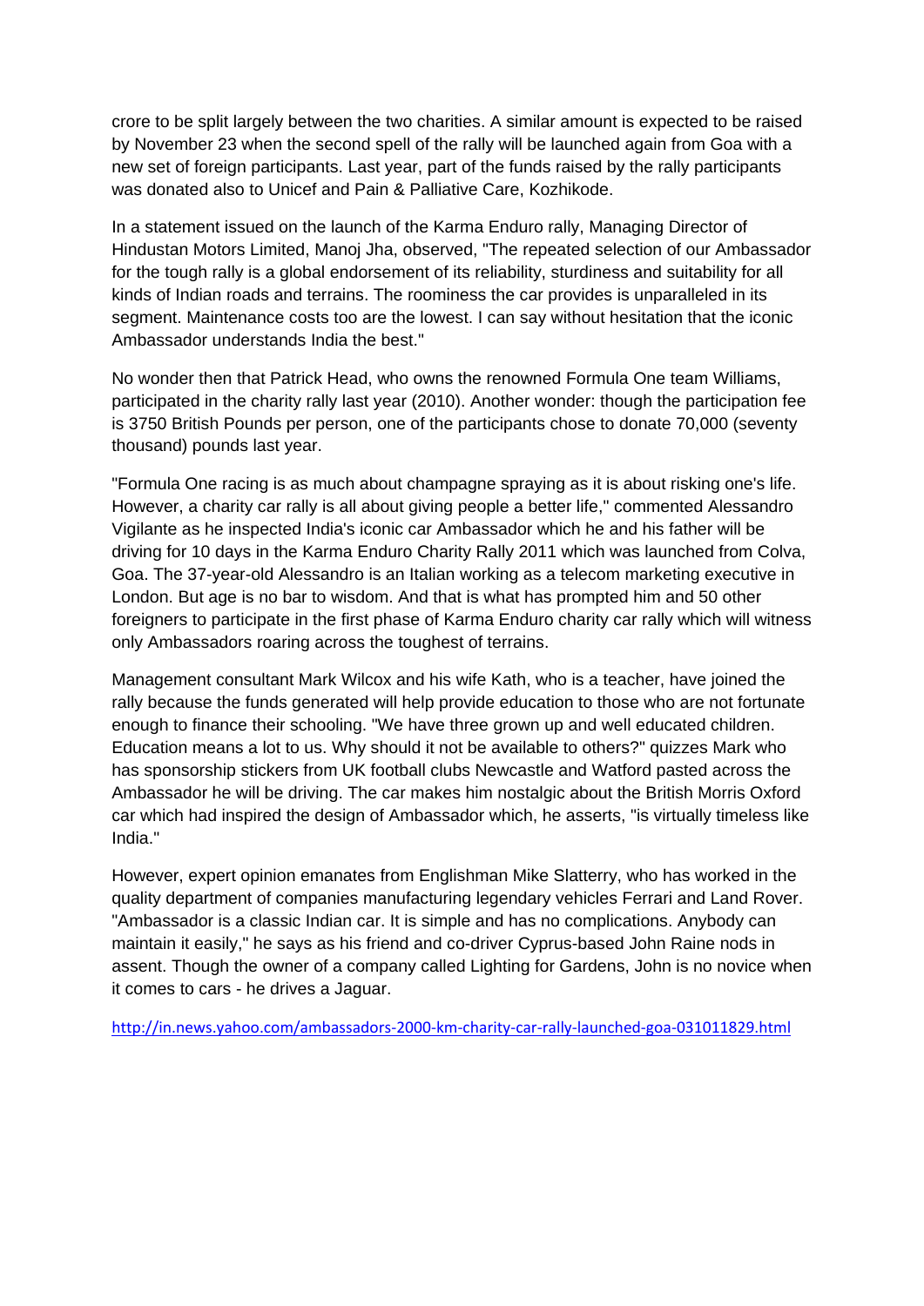crore to be split largely between the two charities. A similar amount is expected to be raised by November 23 when the second spell of the rally will be launched again from Goa with a new set of foreign participants. Last year, part of the funds raised by the rally participants was donated also to Unicef and Pain & Palliative Care, Kozhikode.

In a statement issued on the launch of the Karma Enduro rally, Managing Director of Hindustan Motors Limited, Manoj Jha, observed, "The repeated selection of our Ambassador for the tough rally is a global endorsement of its reliability, sturdiness and suitability for all kinds of Indian roads and terrains. The roominess the car provides is unparalleled in its segment. Maintenance costs too are the lowest. I can say without hesitation that the iconic Ambassador understands India the best."

No wonder then that Patrick Head, who owns the renowned Formula One team Williams, participated in the charity rally last year (2010). Another wonder: though the participation fee is 3750 British Pounds per person, one of the participants chose to donate 70,000 (seventy thousand) pounds last year.

"Formula One racing is as much about champagne spraying as it is about risking one's life. However, a charity car rally is all about giving people a better life," commented Alessandro Vigilante as he inspected India's iconic car Ambassador which he and his father will be driving for 10 days in the Karma Enduro Charity Rally 2011 which was launched from Colva, Goa. The 37-year-old Alessandro is an Italian working as a telecom marketing executive in London. But age is no bar to wisdom. And that is what has prompted him and 50 other foreigners to participate in the first phase of Karma Enduro charity car rally which will witness only Ambassadors roaring across the toughest of terrains.

Management consultant Mark Wilcox and his wife Kath, who is a teacher, have joined the rally because the funds generated will help provide education to those who are not fortunate enough to finance their schooling. "We have three grown up and well educated children. Education means a lot to us. Why should it not be available to others?" quizzes Mark who has sponsorship stickers from UK football clubs Newcastle and Watford pasted across the Ambassador he will be driving. The car makes him nostalgic about the British Morris Oxford car which had inspired the design of Ambassador which, he asserts, "is virtually timeless like India."

However, expert opinion emanates from Englishman Mike Slatterry, who has worked in the quality department of companies manufacturing legendary vehicles Ferrari and Land Rover. "Ambassador is a classic Indian car. It is simple and has no complications. Anybody can maintain it easily," he says as his friend and co-driver Cyprus-based John Raine nods in assent. Though the owner of a company called Lighting for Gardens, John is no novice when it comes to cars - he drives a Jaguar.

http://in.news.yahoo.com/ambassadors-2000-km-charity-car-rally-launched-goa-031011829.html